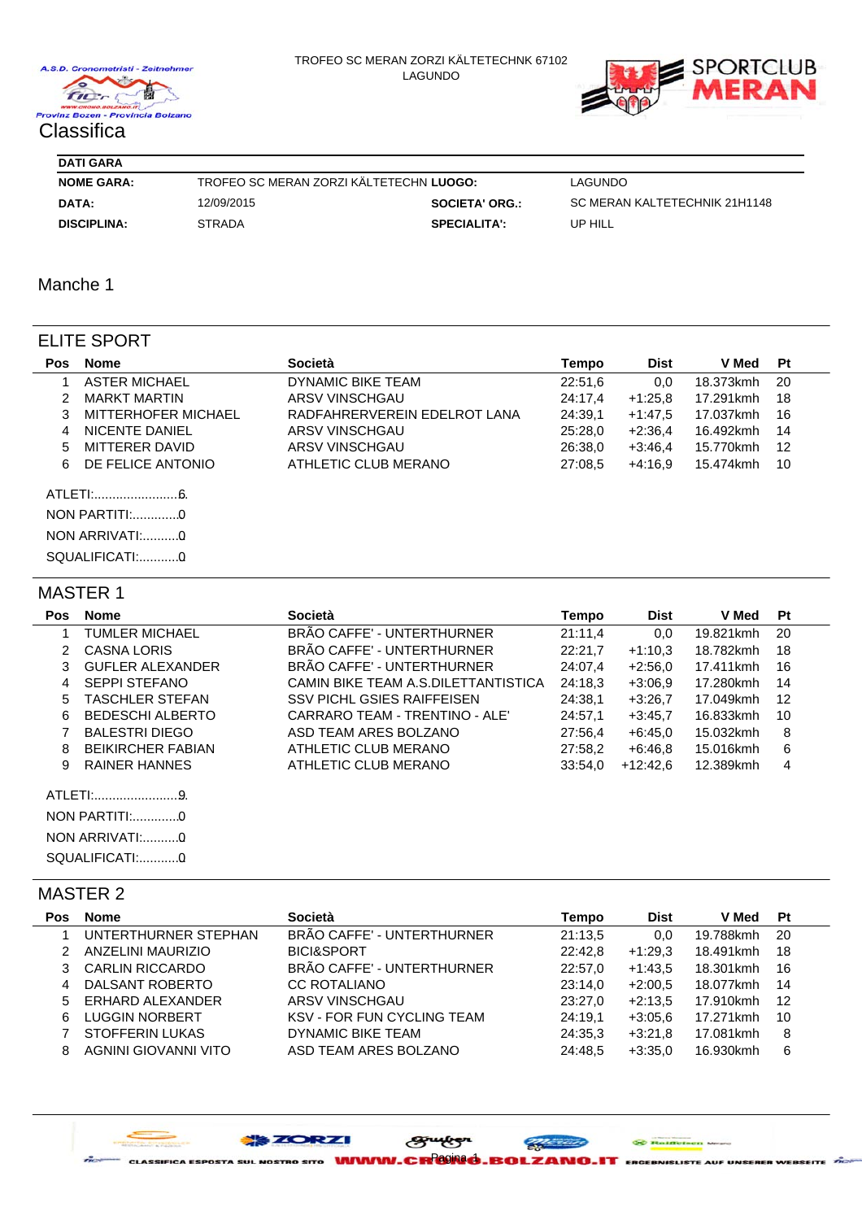TROFEO SC MERAN ZORZI KÄLTETECHNK 67102
LAGUNDO

# Classifica

| DATI GARA | | | |
|---|---|---|---|
| **NOME GARA:** | TROFEO SC MERAN ZORZI KÄLTETECHN | **LUOGO:** | LAGUNDO |
| **DATA:** | 12/09/2015 | **SOCIETA' ORG.:** | SC MERAN KALTETECHNIK 21H1148 |
| **DISCIPLINA:** | STRADA | **SPECIALITA':** | UP HILL |

## Manche 1

### ELITE SPORT

| Pos | Nome | Società | Tempo | Dist | V Med | Pt |
|---|---|---|---|---|---|---|
| 1 | ASTER MICHAEL | DYNAMIC BIKE TEAM | 22:51,6 | 0,0 | 18.373kmh | 20 |
| 2 | MARKT MARTIN | ARSV VINSCHGAU | 24:17,4 | +1:25,8 | 17.291kmh | 18 |
| 3 | MITTERHOFER MICHAEL | RADFAHRERVEREIN EDELROT LANA | 24:39,1 | +1:47,5 | 17.037kmh | 16 |
| 4 | NICENTE DANIEL | ARSV VINSCHGAU | 25:28,0 | +2:36,4 | 16.492kmh | 14 |
| 5 | MITTERER DAVID | ARSV VINSCHGAU | 26:38,0 | +3:46,4 | 15.770kmh | 12 |
| 6 | DE FELICE ANTONIO | ATHLETIC CLUB MERANO | 27:08,5 | +4:16,9 | 15.474kmh | 10 |

ATLETI:........................6
NON PARTITI:.............0
NON ARRIVATI:..........0
SQUALIFICATI:...........0

### MASTER 1

| Pos | Nome | Società | Tempo | Dist | V Med | Pt |
|---|---|---|---|---|---|---|
| 1 | TUMLER MICHAEL | BRÃO CAFFE' - UNTERTHURNER | 21:11,4 | 0,0 | 19.821kmh | 20 |
| 2 | CASNA LORIS | BRÃO CAFFE' - UNTERTHURNER | 22:21,7 | +1:10,3 | 18.782kmh | 18 |
| 3 | GUFLER ALEXANDER | BRÃO CAFFE' - UNTERTHURNER | 24:07,4 | +2:56,0 | 17.411kmh | 16 |
| 4 | SEPPI STEFANO | CAMIN BIKE TEAM A.S.DILETTANTISTICA | 24:18,3 | +3:06,9 | 17.280kmh | 14 |
| 5 | TASCHLER STEFAN | SSV PICHL GSIES RAIFFEISEN | 24:38,1 | +3:26,7 | 17.049kmh | 12 |
| 6 | BEDESCHI ALBERTO | CARRARO TEAM - TRENTINO - ALE' | 24:57,1 | +3:45,7 | 16.833kmh | 10 |
| 7 | BALESTRI DIEGO | ASD TEAM ARES BOLZANO | 27:56,4 | +6:45,0 | 15.032kmh | 8 |
| 8 | BEIKIRCHER FABIAN | ATHLETIC CLUB MERANO | 27:58,2 | +6:46,8 | 15.016kmh | 6 |
| 9 | RAINER HANNES | ATHLETIC CLUB MERANO | 33:54,0 | +12:42,6 | 12.389kmh | 4 |

ATLETI:........................9
NON PARTITI:.............0
NON ARRIVATI:..........0
SQUALIFICATI:...........0

### MASTER 2

| Pos | Nome | Società | Tempo | Dist | V Med | Pt |
|---|---|---|---|---|---|---|
| 1 | UNTERTHURNER STEPHAN | BRÃO CAFFE' - UNTERTHURNER | 21:13,5 | 0,0 | 19.788kmh | 20 |
| 2 | ANZELINI MAURIZIO | BICI&SPORT | 22:42,8 | +1:29,3 | 18.491kmh | 18 |
| 3 | CARLIN RICCARDO | BRÃO CAFFE' - UNTERTHURNER | 22:57,0 | +1:43,5 | 18.301kmh | 16 |
| 4 | DALSANT ROBERTO | CC ROTALIANO | 23:14,0 | +2:00,5 | 18.077kmh | 14 |
| 5 | ERHARD ALEXANDER | ARSV VINSCHGAU | 23:27,0 | +2:13,5 | 17.910kmh | 12 |
| 6 | LUGGIN NORBERT | KSV - FOR FUN CYCLING TEAM | 24:19,1 | +3:05,6 | 17.271kmh | 10 |
| 7 | STOFFERIN LUKAS | DYNAMIC BIKE TEAM | 24:35,3 | +3:21,8 | 17.081kmh | 8 |
| 8 | AGNINI GIOVANNI VITO | ASD TEAM ARES BOLZANO | 24:48,5 | +3:35,0 | 16.930kmh | 6 |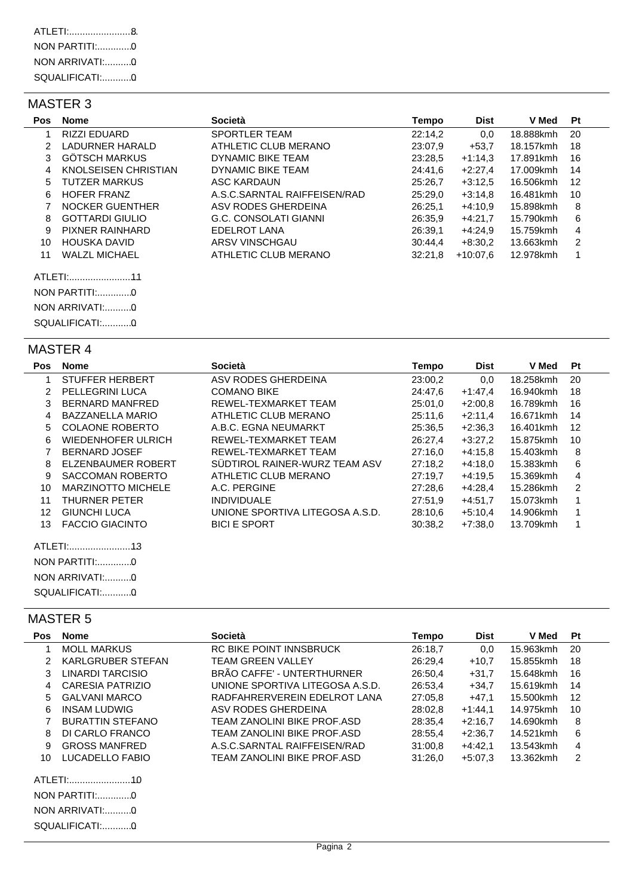ATLETI:........................8

NON PARTITI:.............0

NON ARRIVATI:..........0

SQUALIFICATI:...........0

## MASTER 3

| Pos | Nome | Società | Tempo | Dist | V Med | Pt |
|---|---|---|---|---|---|---|
| 1 | RIZZI EDUARD | SPORTLER TEAM | 22:14,2 | 0,0 | 18.888kmh | 20 |
| 2 | LADURNER HARALD | ATHLETIC CLUB MERANO | 23:07,9 | +53,7 | 18.157kmh | 18 |
| 3 | GÖTSCH MARKUS | DYNAMIC BIKE TEAM | 23:28,5 | +1:14,3 | 17.891kmh | 16 |
| 4 | KNOLSEISEN CHRISTIAN | DYNAMIC BIKE TEAM | 24:41,6 | +2:27,4 | 17.009kmh | 14 |
| 5 | TUTZER MARKUS | ASC KARDAUN | 25:26,7 | +3:12,5 | 16.506kmh | 12 |
| 6 | HOFER FRANZ | A.S.C.SARNTAL RAIFFEISEN/RAD | 25:29,0 | +3:14,8 | 16.481kmh | 10 |
| 7 | NOCKER GUENTHER | ASV RODES GHERDEINA | 26:25,1 | +4:10,9 | 15.898kmh | 8 |
| 8 | GOTTARDI GIULIO | G.C. CONSOLATI GIANNI | 26:35,9 | +4:21,7 | 15.790kmh | 6 |
| 9 | PIXNER RAINHARD | EDELROT LANA | 26:39,1 | +4:24,9 | 15.759kmh | 4 |
| 10 | HOUSKA DAVID | ARSV VINSCHGAU | 30:44,4 | +8:30,2 | 13.663kmh | 2 |
| 11 | WALZL MICHAEL | ATHLETIC CLUB MERANO | 32:21,8 | +10:07,6 | 12.978kmh | 1 |

ATLETI:........................11

NON PARTITI:.............0

NON ARRIVATI:..........0

SQUALIFICATI:...........0

## MASTER 4

| Pos | Nome | Società | Tempo | Dist | V Med | Pt |
|---|---|---|---|---|---|---|
| 1 | STUFFER HERBERT | ASV RODES GHERDEINA | 23:00,2 | 0,0 | 18.258kmh | 20 |
| 2 | PELLEGRINI LUCA | COMANO BIKE | 24:47,6 | +1:47,4 | 16.940kmh | 18 |
| 3 | BERNARD MANFRED | REWEL-TEXMARKET TEAM | 25:01,0 | +2:00,8 | 16.789kmh | 16 |
| 4 | BAZZANELLA MARIO | ATHLETIC CLUB MERANO | 25:11,6 | +2:11,4 | 16.671kmh | 14 |
| 5 | COLAONE ROBERTO | A.B.C. EGNA NEUMARKT | 25:36,5 | +2:36,3 | 16.401kmh | 12 |
| 6 | WIEDENHOFER ULRICH | REWEL-TEXMARKET TEAM | 26:27,4 | +3:27,2 | 15.875kmh | 10 |
| 7 | BERNARD JOSEF | REWEL-TEXMARKET TEAM | 27:16,0 | +4:15,8 | 15.403kmh | 8 |
| 8 | ELZENBAUMER ROBERT | SÜDTIROL RAINER-WURZ TEAM ASV | 27:18,2 | +4:18,0 | 15.383kmh | 6 |
| 9 | SACCOMAN ROBERTO | ATHLETIC CLUB MERANO | 27:19,7 | +4:19,5 | 15.369kmh | 4 |
| 10 | MARZINOTTO MICHELE | A.C. PERGINE | 27:28,6 | +4:28,4 | 15.286kmh | 2 |
| 11 | THURNER PETER | INDIVIDUALE | 27:51,9 | +4:51,7 | 15.073kmh | 1 |
| 12 | GIUNCHI LUCA | UNIONE SPORTIVA LITEGOSA A.S.D. | 28:10,6 | +5:10,4 | 14.906kmh | 1 |
| 13 | FACCIO GIACINTO | BICI E SPORT | 30:38,2 | +7:38,0 | 13.709kmh | 1 |

ATLETI:........................13

NON PARTITI:.............0

NON ARRIVATI:..........0

SQUALIFICATI:...........0

## MASTER 5

| Pos | Nome | Società | Tempo | Dist | V Med | Pt |
|---|---|---|---|---|---|---|
| 1 | MOLL MARKUS | RC BIKE POINT INNSBRUCK | 26:18,7 | 0,0 | 15.963kmh | 20 |
| 2 | KARLGRUBER STEFAN | TEAM GREEN VALLEY | 26:29,4 | +10,7 | 15.855kmh | 18 |
| 3 | LINARDI TARCISIO | BRÃO CAFFE' - UNTERTHURNER | 26:50,4 | +31,7 | 15.648kmh | 16 |
| 4 | CARESIA PATRIZIO | UNIONE SPORTIVA LITEGOSA A.S.D. | 26:53,4 | +34,7 | 15.619kmh | 14 |
| 5 | GALVANI MARCO | RADFAHRERVEREIN EDELROT LANA | 27:05,8 | +47,1 | 15.500kmh | 12 |
| 6 | INSAM LUDWIG | ASV RODES GHERDEINA | 28:02,8 | +1:44,1 | 14.975kmh | 10 |
| 7 | BURATTIN STEFANO | TEAM ZANOLINI BIKE PROF.ASD | 28:35,4 | +2:16,7 | 14.690kmh | 8 |
| 8 | DI CARLO FRANCO | TEAM ZANOLINI BIKE PROF.ASD | 28:55,4 | +2:36,7 | 14.521kmh | 6 |
| 9 | GROSS MANFRED | A.S.C.SARNTAL RAIFFEISEN/RAD | 31:00,8 | +4:42,1 | 13.543kmh | 4 |
| 10 | LUCADELLO FABIO | TEAM ZANOLINI BIKE PROF.ASD | 31:26,0 | +5:07,3 | 13.362kmh | 2 |

ATLETI:........................10

NON PARTITI:.............0

NON ARRIVATI:..........0

SQUALIFICATI:...........0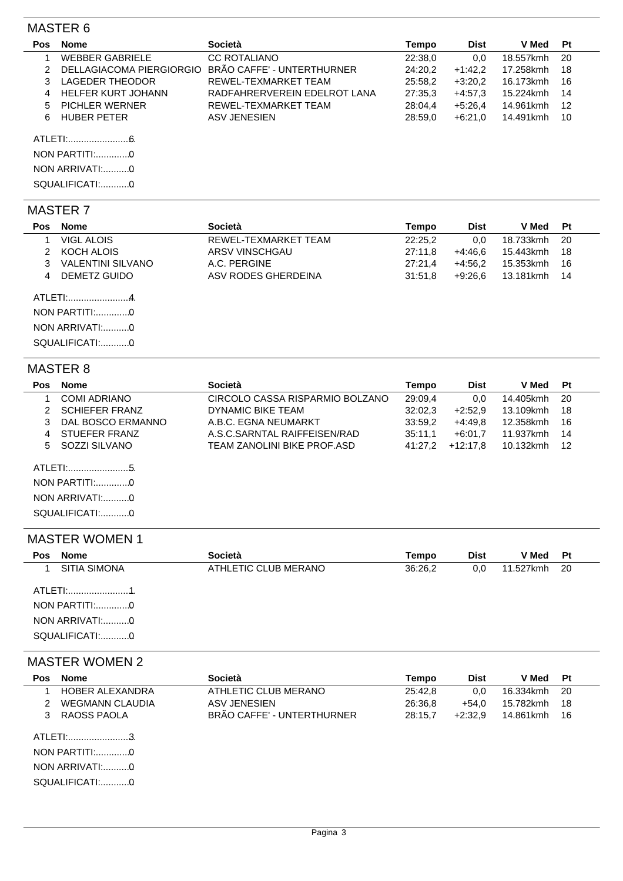## MASTER 6

| Pos | Nome | Società | Tempo | Dist | V Med | Pt |
|---|---|---|---|---|---|---|
| 1 | WEBBER GABRIELE | CC ROTALIANO | 22:38,0 | 0,0 | 18.557kmh | 20 |
| 2 | DELLAGIACOMA PIERGIORGIO | BRÃO CAFFE' - UNTERTHURNER | 24:20,2 | +1:42,2 | 17.258kmh | 18 |
| 3 | LAGEDER THEODOR | REWEL-TEXMARKET TEAM | 25:58,2 | +3:20,2 | 16.173kmh | 16 |
| 4 | HELFER KURT JOHANN | RADFAHRERVEREIN EDELROT LANA | 27:35,3 | +4:57,3 | 15.224kmh | 14 |
| 5 | PICHLER WERNER | REWEL-TEXMARKET TEAM | 28:04,4 | +5:26,4 | 14.961kmh | 12 |
| 6 | HUBER PETER | ASV JENESIEN | 28:59,0 | +6:21,0 | 14.491kmh | 10 |

ATLETI:........................6

NON PARTITI:.............0

NON ARRIVATI:..........0

SQUALIFICATI:...........0

## MASTER 7

| Pos | Nome | Società | Tempo | Dist | V Med | Pt |
|---|---|---|---|---|---|---|
| 1 | VIGL ALOIS | REWEL-TEXMARKET TEAM | 22:25,2 | 0,0 | 18.733kmh | 20 |
| 2 | KOCH ALOIS | ARSV VINSCHGAU | 27:11,8 | +4:46,6 | 15.443kmh | 18 |
| 3 | VALENTINI SILVANO | A.C. PERGINE | 27:21,4 | +4:56,2 | 15.353kmh | 16 |
| 4 | DEMETZ GUIDO | ASV RODES GHERDEINA | 31:51,8 | +9:26,6 | 13.181kmh | 14 |

ATLETI:........................4

NON PARTITI:.............0

NON ARRIVATI:..........0

SQUALIFICATI:...........0

## MASTER 8

| Pos | Nome | Società | Tempo | Dist | V Med | Pt |
|---|---|---|---|---|---|---|
| 1 | COMI ADRIANO | CIRCOLO CASSA RISPARMIO BOLZANO | 29:09,4 | 0,0 | 14.405kmh | 20 |
| 2 | SCHIEFER FRANZ | DYNAMIC BIKE TEAM | 32:02,3 | +2:52,9 | 13.109kmh | 18 |
| 3 | DAL BOSCO ERMANNO | A.B.C. EGNA NEUMARKT | 33:59,2 | +4:49,8 | 12.358kmh | 16 |
| 4 | STUEFER FRANZ | A.S.C.SARNTAL RAIFFEISEN/RAD | 35:11,1 | +6:01,7 | 11.937kmh | 14 |
| 5 | SOZZI SILVANO | TEAM ZANOLINI BIKE PROF.ASD | 41:27,2 | +12:17,8 | 10.132kmh | 12 |

ATLETI:........................5

NON PARTITI:.............0

NON ARRIVATI:..........0

SQUALIFICATI:...........0

## MASTER WOMEN 1

| Pos | Nome | Società | Tempo | Dist | V Med | Pt |
|---|---|---|---|---|---|---|
| 1 | SITIA SIMONA | ATHLETIC CLUB MERANO | 36:26,2 | 0,0 | 11.527kmh | 20 |

ATLETI:........................1

NON PARTITI:.............0

NON ARRIVATI:..........0

SQUALIFICATI:...........0

## MASTER WOMEN 2

| Pos | Nome | Società | Tempo | Dist | V Med | Pt |
|---|---|---|---|---|---|---|
| 1 | HOBER ALEXANDRA | ATHLETIC CLUB MERANO | 25:42,8 | 0,0 | 16.334kmh | 20 |
| 2 | WEGMANN CLAUDIA | ASV JENESIEN | 26:36,8 | +54,0 | 15.782kmh | 18 |
| 3 | RAOSS PAOLA | BRÃO CAFFE' - UNTERTHURNER | 28:15,7 | +2:32,9 | 14.861kmh | 16 |

ATLETI:........................3

NON PARTITI:.............0

NON ARRIVATI:..........0

SQUALIFICATI:...........0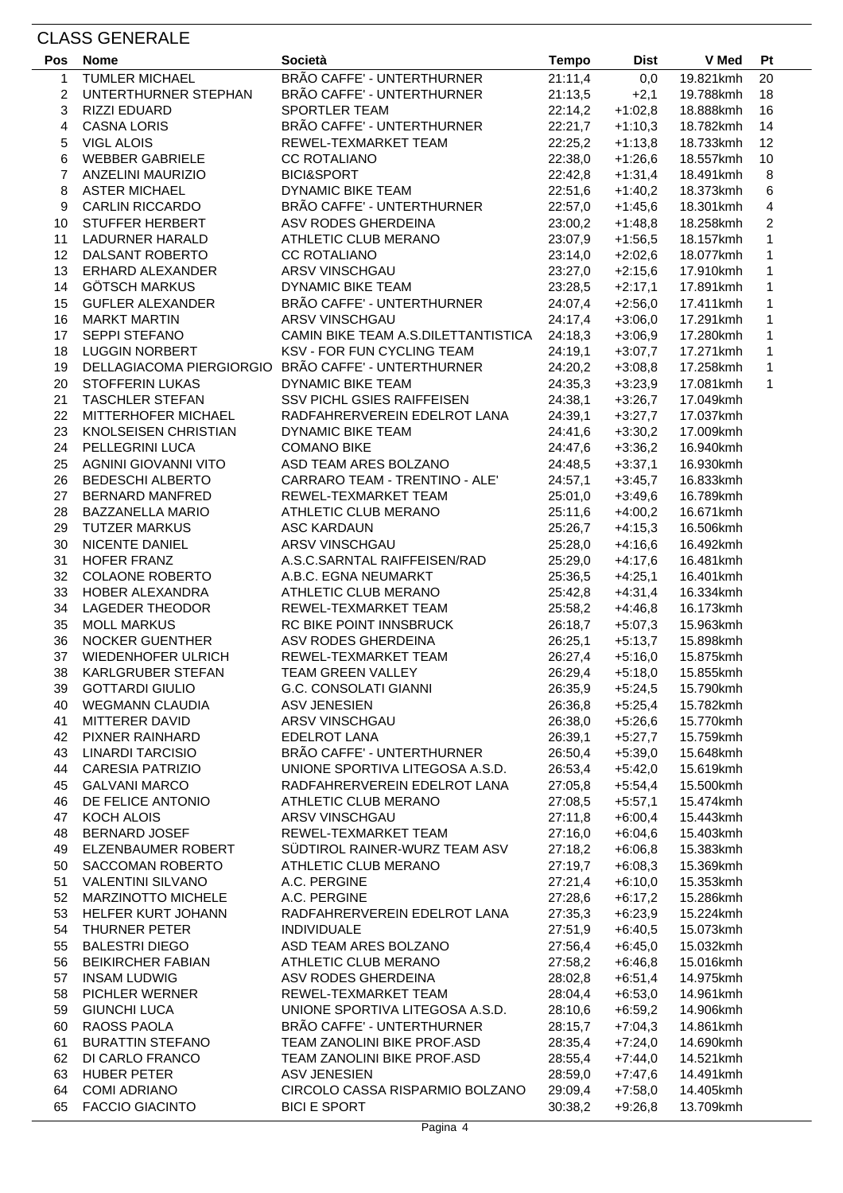## CLASS GENERALE

| Pos | Nome | Società | Tempo | Dist | V Med | Pt |
|---|---|---|---|---|---|---|
| 1 | TUMLER MICHAEL | BRÃO CAFFE' - UNTERTHURNER | 21:11,4 | 0,0 | 19.821kmh | 20 |
| 2 | UNTERTHURNER STEPHAN | BRÃO CAFFE' - UNTERTHURNER | 21:13,5 | +2,1 | 19.788kmh | 18 |
| 3 | RIZZI EDUARD | SPORTLER TEAM | 22:14,2 | +1:02,8 | 18.888kmh | 16 |
| 4 | CASNA LORIS | BRÃO CAFFE' - UNTERTHURNER | 22:21,7 | +1:10,3 | 18.782kmh | 14 |
| 5 | VIGL ALOIS | REWEL-TEXMARKET TEAM | 22:25,2 | +1:13,8 | 18.733kmh | 12 |
| 6 | WEBBER GABRIELE | CC ROTALIANO | 22:38,0 | +1:26,6 | 18.557kmh | 10 |
| 7 | ANZELINI MAURIZIO | BICI&SPORT | 22:42,8 | +1:31,4 | 18.491kmh | 8 |
| 8 | ASTER MICHAEL | DYNAMIC BIKE TEAM | 22:51,6 | +1:40,2 | 18.373kmh | 6 |
| 9 | CARLIN RICCARDO | BRÃO CAFFE' - UNTERTHURNER | 22:57,0 | +1:45,6 | 18.301kmh | 4 |
| 10 | STUFFER HERBERT | ASV RODES GHERDEINA | 23:00,2 | +1:48,8 | 18.258kmh | 2 |
| 11 | LADURNER HARALD | ATHLETIC CLUB MERANO | 23:07,9 | +1:56,5 | 18.157kmh | 1 |
| 12 | DALSANT ROBERTO | CC ROTALIANO | 23:14,0 | +2:02,6 | 18.077kmh | 1 |
| 13 | ERHARD ALEXANDER | ARSV VINSCHGAU | 23:27,0 | +2:15,6 | 17.910kmh | 1 |
| 14 | GÖTSCH MARKUS | DYNAMIC BIKE TEAM | 23:28,5 | +2:17,1 | 17.891kmh | 1 |
| 15 | GUFLER ALEXANDER | BRÃO CAFFE' - UNTERTHURNER | 24:07,4 | +2:56,0 | 17.411kmh | 1 |
| 16 | MARKT MARTIN | ARSV VINSCHGAU | 24:17,4 | +3:06,0 | 17.291kmh | 1 |
| 17 | SEPPI STEFANO | CAMIN BIKE TEAM A.S.DILETTANTISTICA | 24:18,3 | +3:06,9 | 17.280kmh | 1 |
| 18 | LUGGIN NORBERT | KSV - FOR FUN CYCLING TEAM | 24:19,1 | +3:07,7 | 17.271kmh | 1 |
| 19 | DELLAGIACOMA PIERGIORGIO | BRÃO CAFFE' - UNTERTHURNER | 24:20,2 | +3:08,8 | 17.258kmh | 1 |
| 20 | STOFFERIN LUKAS | DYNAMIC BIKE TEAM | 24:35,3 | +3:23,9 | 17.081kmh | 1 |
| 21 | TASCHLER STEFAN | SSV PICHL GSIES RAIFFEISEN | 24:38,1 | +3:26,7 | 17.049kmh | |
| 22 | MITTERHOFER MICHAEL | RADFAHRERVEREIN EDELROT LANA | 24:39,1 | +3:27,7 | 17.037kmh | |
| 23 | KNOLSEISEN CHRISTIAN | DYNAMIC BIKE TEAM | 24:41,6 | +3:30,2 | 17.009kmh | |
| 24 | PELLEGRINI LUCA | COMANO BIKE | 24:47,6 | +3:36,2 | 16.940kmh | |
| 25 | AGNINI GIOVANNI VITO | ASD TEAM ARES BOLZANO | 24:48,5 | +3:37,1 | 16.930kmh | |
| 26 | BEDESCHI ALBERTO | CARRARO TEAM - TRENTINO - ALE' | 24:57,1 | +3:45,7 | 16.833kmh | |
| 27 | BERNARD MANFRED | REWEL-TEXMARKET TEAM | 25:01,0 | +3:49,6 | 16.789kmh | |
| 28 | BAZZANELLA MARIO | ATHLETIC CLUB MERANO | 25:11,6 | +4:00,2 | 16.671kmh | |
| 29 | TUTZER MARKUS | ASC KARDAUN | 25:26,7 | +4:15,3 | 16.506kmh | |
| 30 | NICENTE DANIEL | ARSV VINSCHGAU | 25:28,0 | +4:16,6 | 16.492kmh | |
| 31 | HOFER FRANZ | A.S.C.SARNTAL RAIFFEISEN/RAD | 25:29,0 | +4:17,6 | 16.481kmh | |
| 32 | COLAONE ROBERTO | A.B.C. EGNA NEUMARKT | 25:36,5 | +4:25,1 | 16.401kmh | |
| 33 | HOBER ALEXANDRA | ATHLETIC CLUB MERANO | 25:42,8 | +4:31,4 | 16.334kmh | |
| 34 | LAGEDER THEODOR | REWEL-TEXMARKET TEAM | 25:58,2 | +4:46,8 | 16.173kmh | |
| 35 | MOLL MARKUS | RC BIKE POINT INNSBRUCK | 26:18,7 | +5:07,3 | 15.963kmh | |
| 36 | NOCKER GUENTHER | ASV RODES GHERDEINA | 26:25,1 | +5:13,7 | 15.898kmh | |
| 37 | WIEDENHOFER ULRICH | REWEL-TEXMARKET TEAM | 26:27,4 | +5:16,0 | 15.875kmh | |
| 38 | KARLGRUBER STEFAN | TEAM GREEN VALLEY | 26:29,4 | +5:18,0 | 15.855kmh | |
| 39 | GOTTARDI GIULIO | G.C. CONSOLATI GIANNI | 26:35,9 | +5:24,5 | 15.790kmh | |
| 40 | WEGMANN CLAUDIA | ASV JENESIEN | 26:36,8 | +5:25,4 | 15.782kmh | |
| 41 | MITTERER DAVID | ARSV VINSCHGAU | 26:38,0 | +5:26,6 | 15.770kmh | |
| 42 | PIXNER RAINHARD | EDELROT LANA | 26:39,1 | +5:27,7 | 15.759kmh | |
| 43 | LINARDI TARCISIO | BRÃO CAFFE' - UNTERTHURNER | 26:50,4 | +5:39,0 | 15.648kmh | |
| 44 | CARESIA PATRIZIO | UNIONE SPORTIVA LITEGOSA A.S.D. | 26:53,4 | +5:42,0 | 15.619kmh | |
| 45 | GALVANI MARCO | RADFAHRERVEREIN EDELROT LANA | 27:05,8 | +5:54,4 | 15.500kmh | |
| 46 | DE FELICE ANTONIO | ATHLETIC CLUB MERANO | 27:08,5 | +5:57,1 | 15.474kmh | |
| 47 | KOCH ALOIS | ARSV VINSCHGAU | 27:11,8 | +6:00,4 | 15.443kmh | |
| 48 | BERNARD JOSEF | REWEL-TEXMARKET TEAM | 27:16,0 | +6:04,6 | 15.403kmh | |
| 49 | ELZENBAUMER ROBERT | SÜDTIROL RAINER-WURZ TEAM ASV | 27:18,2 | +6:06,8 | 15.383kmh | |
| 50 | SACCOMAN ROBERTO | ATHLETIC CLUB MERANO | 27:19,7 | +6:08,3 | 15.369kmh | |
| 51 | VALENTINI SILVANO | A.C. PERGINE | 27:21,4 | +6:10,0 | 15.353kmh | |
| 52 | MARZINOTTO MICHELE | A.C. PERGINE | 27:28,6 | +6:17,2 | 15.286kmh | |
| 53 | HELFER KURT JOHANN | RADFAHRERVEREIN EDELROT LANA | 27:35,3 | +6:23,9 | 15.224kmh | |
| 54 | THURNER PETER | INDIVIDUALE | 27:51,9 | +6:40,5 | 15.073kmh | |
| 55 | BALESTRI DIEGO | ASD TEAM ARES BOLZANO | 27:56,4 | +6:45,0 | 15.032kmh | |
| 56 | BEIKIRCHER FABIAN | ATHLETIC CLUB MERANO | 27:58,2 | +6:46,8 | 15.016kmh | |
| 57 | INSAM LUDWIG | ASV RODES GHERDEINA | 28:02,8 | +6:51,4 | 14.975kmh | |
| 58 | PICHLER WERNER | REWEL-TEXMARKET TEAM | 28:04,4 | +6:53,0 | 14.961kmh | |
| 59 | GIUNCHI LUCA | UNIONE SPORTIVA LITEGOSA A.S.D. | 28:10,6 | +6:59,2 | 14.906kmh | |
| 60 | RAOSS PAOLA | BRÃO CAFFE' - UNTERTHURNER | 28:15,7 | +7:04,3 | 14.861kmh | |
| 61 | BURATTIN STEFANO | TEAM ZANOLINI BIKE PROF.ASD | 28:35,4 | +7:24,0 | 14.690kmh | |
| 62 | DI CARLO FRANCO | TEAM ZANOLINI BIKE PROF.ASD | 28:55,4 | +7:44,0 | 14.521kmh | |
| 63 | HUBER PETER | ASV JENESIEN | 28:59,0 | +7:47,6 | 14.491kmh | |
| 64 | COMI ADRIANO | CIRCOLO CASSA RISPARMIO BOLZANO | 29:09,4 | +7:58,0 | 14.405kmh | |
| 65 | FACCIO GIACINTO | BICI E SPORT | 30:38,2 | +9:26,8 | 13.709kmh | |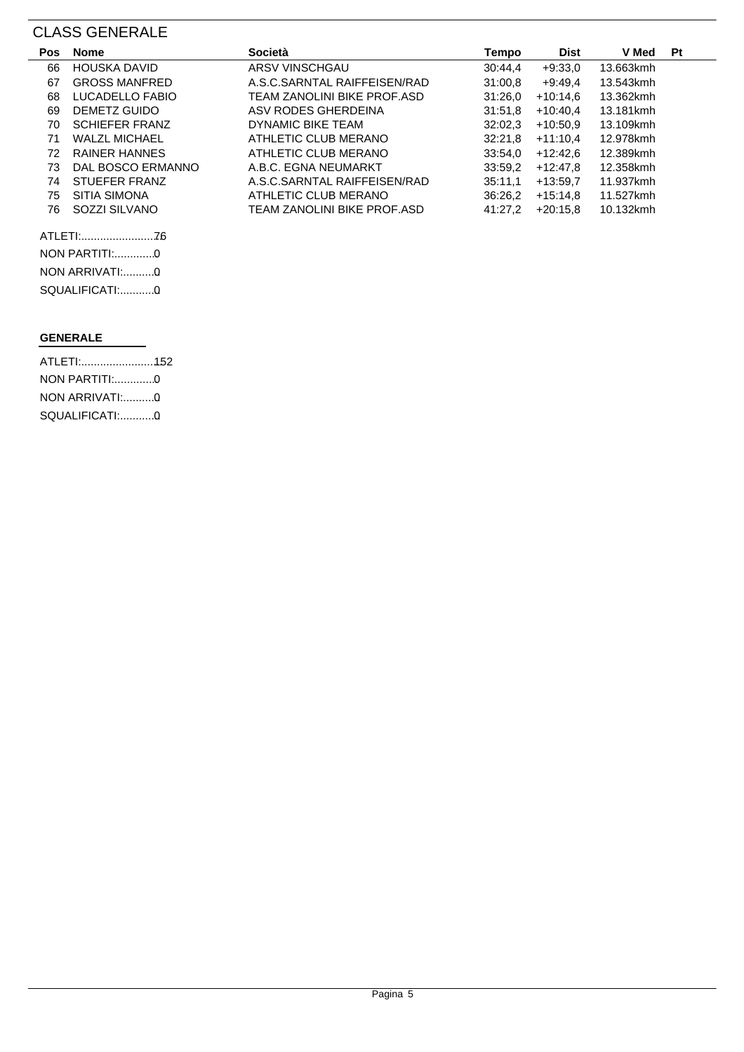## CLASS GENERALE

| Pos | Nome | Società | Tempo | Dist | V Med | Pt |
|---|---|---|---|---|---|---|
| 66 | HOUSKA DAVID | ARSV VINSCHGAU | 30:44,4 | +9:33,0 | 13.663kmh | |
| 67 | GROSS MANFRED | A.S.C.SARNTAL RAIFFEISEN/RAD | 31:00,8 | +9:49,4 | 13.543kmh | |
| 68 | LUCADELLO FABIO | TEAM ZANOLINI BIKE PROF.ASD | 31:26,0 | +10:14,6 | 13.362kmh | |
| 69 | DEMETZ GUIDO | ASV RODES GHERDEINA | 31:51,8 | +10:40,4 | 13.181kmh | |
| 70 | SCHIEFER FRANZ | DYNAMIC BIKE TEAM | 32:02,3 | +10:50,9 | 13.109kmh | |
| 71 | WALZL MICHAEL | ATHLETIC CLUB MERANO | 32:21,8 | +11:10,4 | 12.978kmh | |
| 72 | RAINER HANNES | ATHLETIC CLUB MERANO | 33:54,0 | +12:42,6 | 12.389kmh | |
| 73 | DAL BOSCO ERMANNO | A.B.C. EGNA NEUMARKT | 33:59,2 | +12:47,8 | 12.358kmh | |
| 74 | STUEFER FRANZ | A.S.C.SARNTAL RAIFFEISEN/RAD | 35:11,1 | +13:59,7 | 11.937kmh | |
| 75 | SITIA SIMONA | ATHLETIC CLUB MERANO | 36:26,2 | +15:14,8 | 11.527kmh | |
| 76 | SOZZI SILVANO | TEAM ZANOLINI BIKE PROF.ASD | 41:27,2 | +20:15,8 | 10.132kmh | |

ATLETI:........................76

NON PARTITI:.............0

NON ARRIVATI:..........0

SQUALIFICATI:...........0

**GENERALE**

ATLETI:........................152

NON PARTITI:.............0

NON ARRIVATI:..........0

SQUALIFICATI:...........0